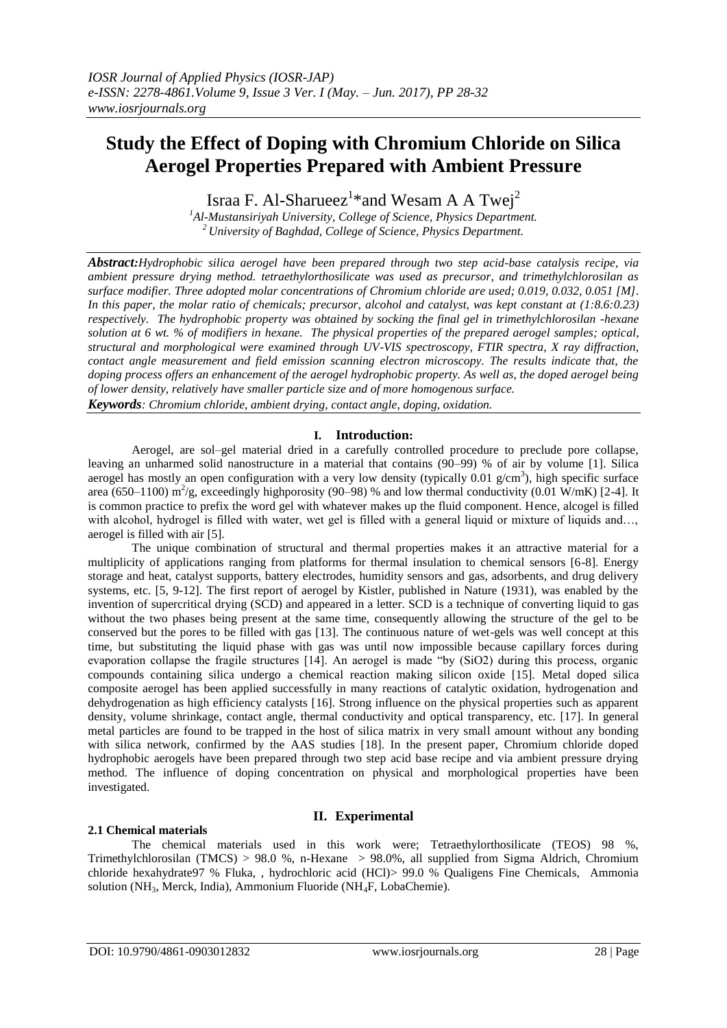# Study the Effect of Doping with Chromium Chloride on Silica Aerogel Properties Prepared with Ambient Pressure

Israa F. Al-Sharueez[1]*and Wesam A A Twej[2]

[1]Al-Mustansiriyah University, College of Science, Physics Department.
[2]University of Baghdad, College of Science, Physics Department.

***Abstract:*** *Hydrophobic silica aerogel have been prepared through two step acid-base catalysis recipe, via ambient pressure drying method. tetraethylorthosilicate was used as precursor, and trimethylchlorosilan as surface modifier. Three adopted molar concentrations of Chromium chloride are used; 0.019, 0.032, 0.051 [M]. In this paper, the molar ratio of chemicals; precursor, alcohol and catalyst, was kept constant at (1:8.6:0.23) respectively. The hydrophobic property was obtained by socking the final gel in trimethylchlorosilan -hexane solution at 6 wt. % of modifiers in hexane. The physical properties of the prepared aerogel samples; optical, structural and morphological were examined through UV-VIS spectroscopy, FTIR spectra, X ray diffraction, contact angle measurement and field emission scanning electron microscopy. The results indicate that, the doping process offers an enhancement of the aerogel hydrophobic property. As well as, the doped aerogel being of lower density, relatively have smaller particle size and of more homogenous surface.*

***Keywords****: Chromium chloride, ambient drying, contact angle, doping, oxidation.*

## I. Introduction:

Aerogel, are sol–gel material dried in a carefully controlled procedure to preclude pore collapse, leaving an unharmed solid nanostructure in a material that contains (90–99) % of air by volume [1]. Silica aerogel has mostly an open configuration with a very low density (typically 0.01 g/cm$^3$), high specific surface area (650–1100) m$^2$/g, exceedingly highporosity (90–98) % and low thermal conductivity (0.01 W/mK) [2-4]. It is common practice to prefix the word gel with whatever makes up the fluid component. Hence, alcogel is filled with alcohol, hydrogel is filled with water, wet gel is filled with a general liquid or mixture of liquids and…, aerogel is filled with air [5].

The unique combination of structural and thermal properties makes it an attractive material for a multiplicity of applications ranging from platforms for thermal insulation to chemical sensors [6-8]. Energy storage and heat, catalyst supports, battery electrodes, humidity sensors and gas, adsorbents, and drug delivery systems, etc. [5, 9-12]. The first report of aerogel by Kistler, published in Nature (1931), was enabled by the invention of supercritical drying (SCD) and appeared in a letter. SCD is a technique of converting liquid to gas without the two phases being present at the same time, consequently allowing the structure of the gel to be conserved but the pores to be filled with gas [13]. The continuous nature of wet-gels was well concept at this time, but substituting the liquid phase with gas was until now impossible because capillary forces during evaporation collapse the fragile structures [14]. An aerogel is made "by (SiO2) during this process, organic compounds containing silica undergo a chemical reaction making silicon oxide [15]. Metal doped silica composite aerogel has been applied successfully in many reactions of catalytic oxidation, hydrogenation and dehydrogenation as high efficiency catalysts [16]. Strong influence on the physical properties such as apparent density, volume shrinkage, contact angle, thermal conductivity and optical transparency, etc. [17]. In general metal particles are found to be trapped in the host of silica matrix in very small amount without any bonding with silica network, confirmed by the AAS studies [18]. In the present paper, Chromium chloride doped hydrophobic aerogels have been prepared through two step acid base recipe and via ambient pressure drying method. The influence of doping concentration on physical and morphological properties have been investigated.

## II. Experimental

### 2.1 Chemical materials

The chemical materials used in this work were; Tetraethylorthosilicate (TEOS) 98 %, Trimethylchlorosilan (TMCS) > 98.0 %, n-Hexane > 98.0%, all supplied from Sigma Aldrich, Chromium chloride hexahydrate97 % Fluka, , hydrochloric acid (HCl)> 99.0 % Qualigens Fine Chemicals, Ammonia solution ($NH_3$, Merck, India), Ammonium Fluoride ($NH_4F$, LobaChemie).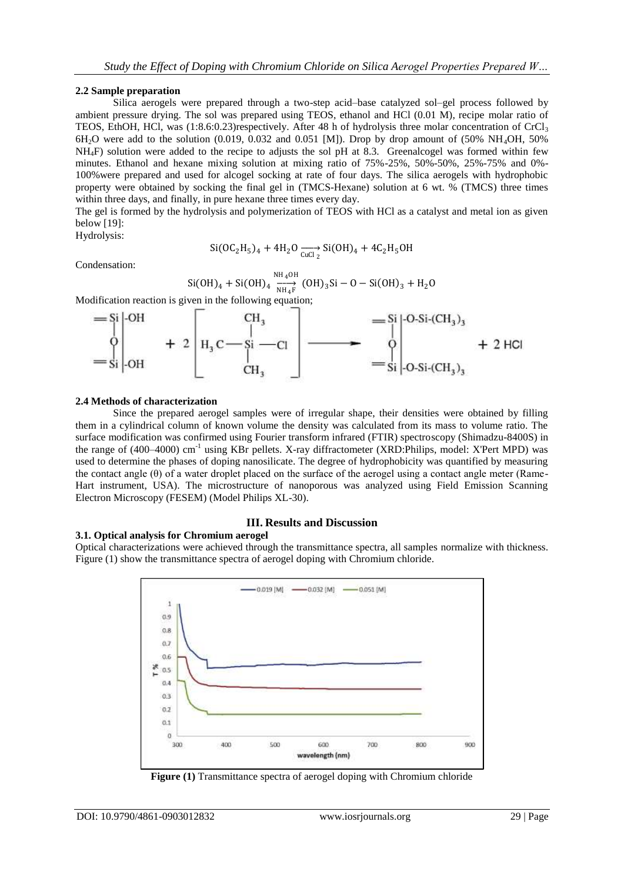### 2.2 Sample preparation

Silica aerogels were prepared through a two-step acid–base catalyzed sol–gel process followed by ambient pressure drying. The sol was prepared using TEOS, ethanol and HCl (0.01 M), recipe molar ratio of TEOS, EthOH, HCl, was (1:8.6:0.23)respectively. After 48 h of hydrolysis three molar concentration of $CrCl_3$ $6H_2O$ were add to the solution (0.019, 0.032 and 0.051 [M]). Drop by drop amount of (50% $NH_4OH$, 50% $NH_4F$) solution were added to the recipe to adjusts the sol pH at 8.3. Greenalcogel was formed within few minutes. Ethanol and hexane mixing solution at mixing ratio of 75%-25%, 50%-50%, 25%-75% and 0%-100%were prepared and used for alcogel socking at rate of four days. The silica aerogels with hydrophobic property were obtained by socking the final gel in (TMCS-Hexane) solution at 6 wt. % (TMCS) three times within three days, and finally, in pure hexane three times every day.

The gel is formed by the hydrolysis and polymerization of TEOS with HCl as a catalyst and metal ion as given below [19]:

Hydrolysis:

$$Si(OC_2H_5)_4 + 4H_2O \xrightarrow[CuCl_2]{} Si(OH)_4 + 4C_2H_5OH$$

Condensation:

$$Si(OH)_4 + Si(OH)_4 \xrightarrow[NH_4F]{NH_4OH} (OH)_3Si - O - Si(OH)_3 + H_2O$$

Modification reaction is given in the following equation;

$$\left.\begin{matrix} =Si \\ | \\ O \\ | \\ =Si \end{matrix}\right| \begin{matrix} -OH \\ \\ \\ \\ -OH \end{matrix} + 2\left[ H_3C - \overset{CH_3}{\underset{CH_3}{Si}} - Cl \right] \longrightarrow \left.\begin{matrix} =Si \\ | \\ O \\ | \\ =Si \end{matrix}\right| \begin{matrix} -O-Si-(CH_3)_3 \\ \\ \\ \\ -O-Si-(CH_3)_3 \end{matrix} + 2\,HCl$$

### 2.4 Methods of characterization

Since the prepared aerogel samples were of irregular shape, their densities were obtained by filling them in a cylindrical column of known volume the density was calculated from its mass to volume ratio. The surface modification was confirmed using Fourier transform infrared (FTIR) spectroscopy (Shimadzu-8400S) in the range of (400–4000) $cm^{-1}$ using KBr pellets. X-ray diffractometer (XRD:Philips, model: X'Pert MPD) was used to determine the phases of doping nanosilicate. The degree of hydrophobicity was quantified by measuring the contact angle ($\theta$) of a water droplet placed on the surface of the aerogel using a contact angle meter (Rame-Hart instrument, USA). The microstructure of nanoporous was analyzed using Field Emission Scanning Electron Microscopy (FESEM) (Model Philips XL-30).

## III. Results and Discussion

### 3.1. Optical analysis for Chromium aerogel

Optical characterizations were achieved through the transmittance spectra, all samples normalize with thickness. Figure (1) show the transmittance spectra of aerogel doping with Chromium chloride.

**Figure (1)** Transmittance spectra of aerogel doping with Chromium chloride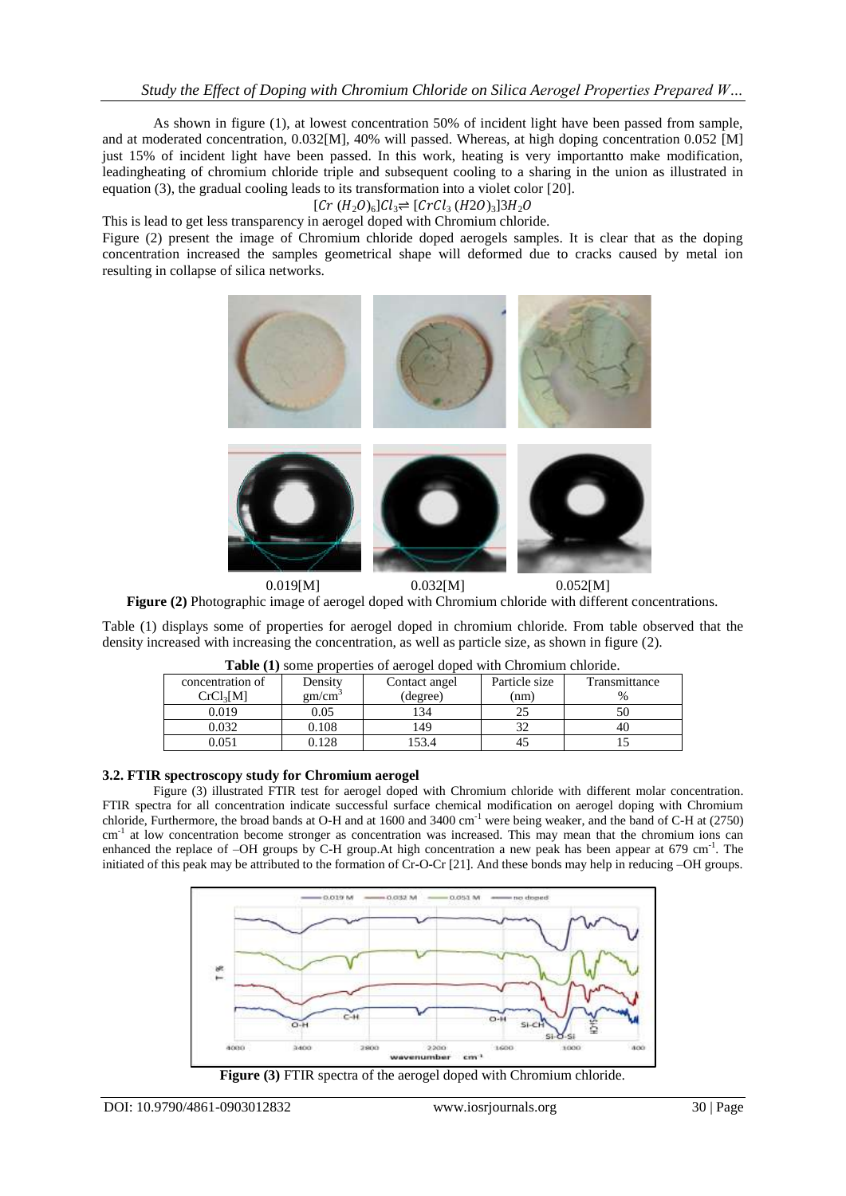As shown in figure (1), at lowest concentration 50% of incident light have been passed from sample, and at moderated concentration, 0.032[M], 40% will passed. Whereas, at high doping concentration 0.052 [M] just 15% of incident light have been passed. In this work, heating is very importantto make modification, leadingheating of chromium chloride triple and subsequent cooling to a sharing in the union as illustrated in equation (3), the gradual cooling leads to its transformation into a violet color [20].

$$[Cr\ (H_2O)_6]Cl_3 \rightleftharpoons [CrCl_3\ (H2O)_3]3H_2O$$

This is lead to get less transparency in aerogel doped with Chromium chloride.

Figure (2) present the image of Chromium chloride doped aerogels samples. It is clear that as the doping concentration increased the samples geometrical shape will deformed due to cracks caused by metal ion resulting in collapse of silica networks.

0.019[M] 0.032[M] 0.052[M]

**Figure (2)** Photographic image of aerogel doped with Chromium chloride with different concentrations.

Table (1) displays some of properties for aerogel doped in chromium chloride. From table observed that the density increased with increasing the concentration, as well as particle size, as shown in figure (2).

**Table (1)** some properties of aerogel doped with Chromium chloride.

| concentration of $CrCl_3$[M] | Density $gm/cm^3$ | Contact angel (degree) | Particle size (nm) | Transmittance % |
|---|---|---|---|---|
| 0.019 | 0.05 | 134 | 25 | 50 |
| 0.032 | 0.108 | 149 | 32 | 40 |
| 0.051 | 0.128 | 153.4 | 45 | 15 |

### 3.2. FTIR spectroscopy study for Chromium aerogel

Figure (3) illustrated FTIR test for aerogel doped with Chromium chloride with different molar concentration. FTIR spectra for all concentration indicate successful surface chemical modification on aerogel doping with Chromium chloride, Furthermore, the broad bands at O-H and at 1600 and 3400 $cm^{-1}$ were being weaker, and the band of C-H at (2750) $cm^{-1}$ at low concentration become stronger as concentration was increased. This may mean that the chromium ions can enhanced the replace of –OH groups by C-H group.At high concentration a new peak has been appear at 679 $cm^{-1}$. The initiated of this peak may be attributed to the formation of Cr-O-Cr [21]. And these bonds may help in reducing –OH groups.

**Figure (3)** FTIR spectra of the aerogel doped with Chromium chloride.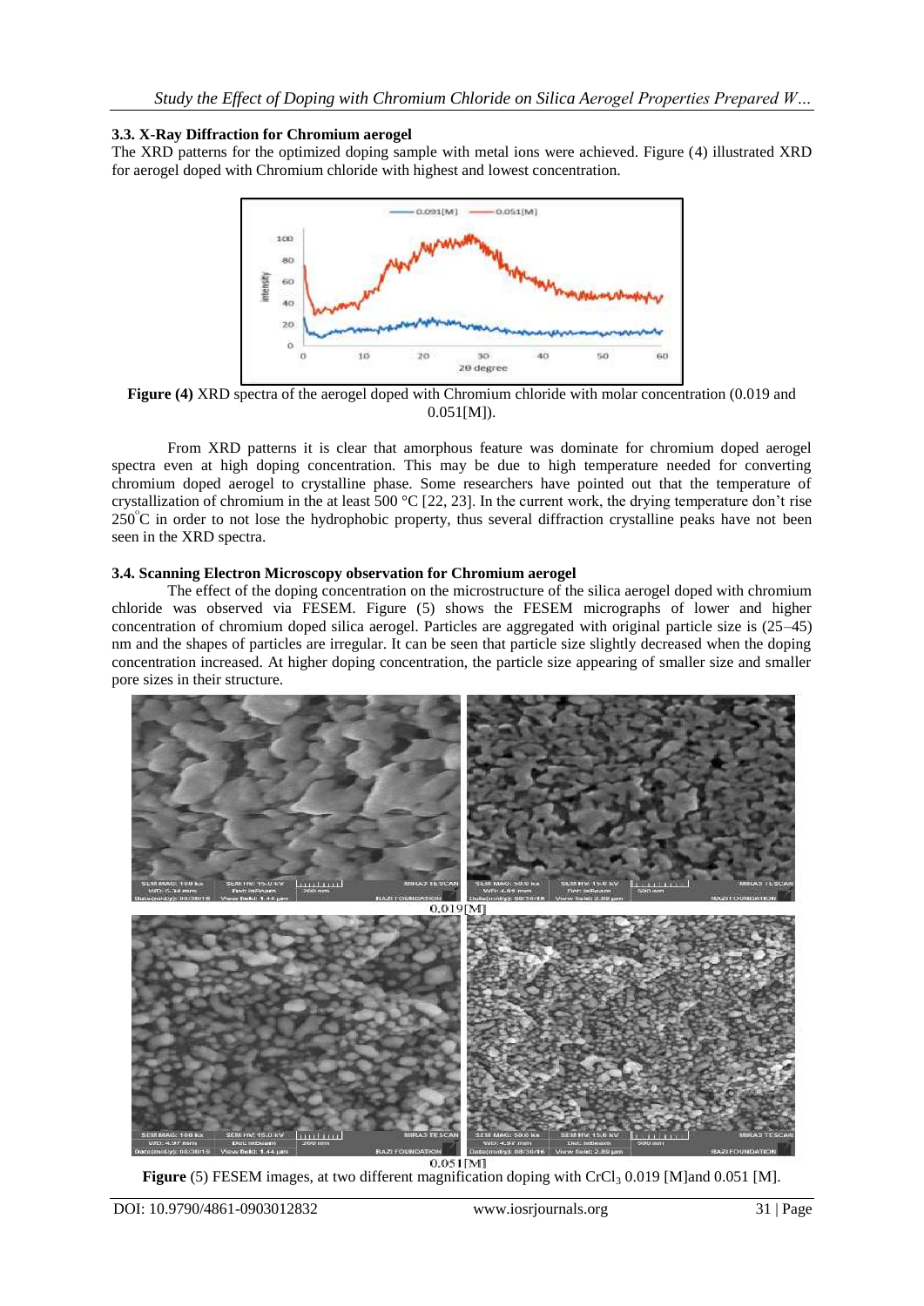### 3.3. X-Ray Diffraction for Chromium aerogel

The XRD patterns for the optimized doping sample with metal ions were achieved. Figure (4) illustrated XRD for aerogel doped with Chromium chloride with highest and lowest concentration.

**Figure (4)** XRD spectra of the aerogel doped with Chromium chloride with molar concentration (0.019 and 0.051[M]).

From XRD patterns it is clear that amorphous feature was dominate for chromium doped aerogel spectra even at high doping concentration. This may be due to high temperature needed for converting chromium doped aerogel to crystalline phase. Some researchers have pointed out that the temperature of crystallization of chromium in the at least 500 °C [22, 23]. In the current work, the drying temperature don't rise 250°C in order to not lose the hydrophobic property, thus several diffraction crystalline peaks have not been seen in the XRD spectra.

### 3.4. Scanning Electron Microscopy observation for Chromium aerogel

The effect of the doping concentration on the microstructure of the silica aerogel doped with chromium chloride was observed via FESEM. Figure (5) shows the FESEM micrographs of lower and higher concentration of chromium doped silica aerogel. Particles are aggregated with original particle size is (25–45) nm and the shapes of particles are irregular. It can be seen that particle size slightly decreased when the doping concentration increased. At higher doping concentration, the particle size appearing of smaller size and smaller pore sizes in their structure.

0.019[M]

0.051[M]

**Figure** (5) FESEM images, at two different magnification doping with $CrCl_3$ 0.019 [M]and 0.051 [M].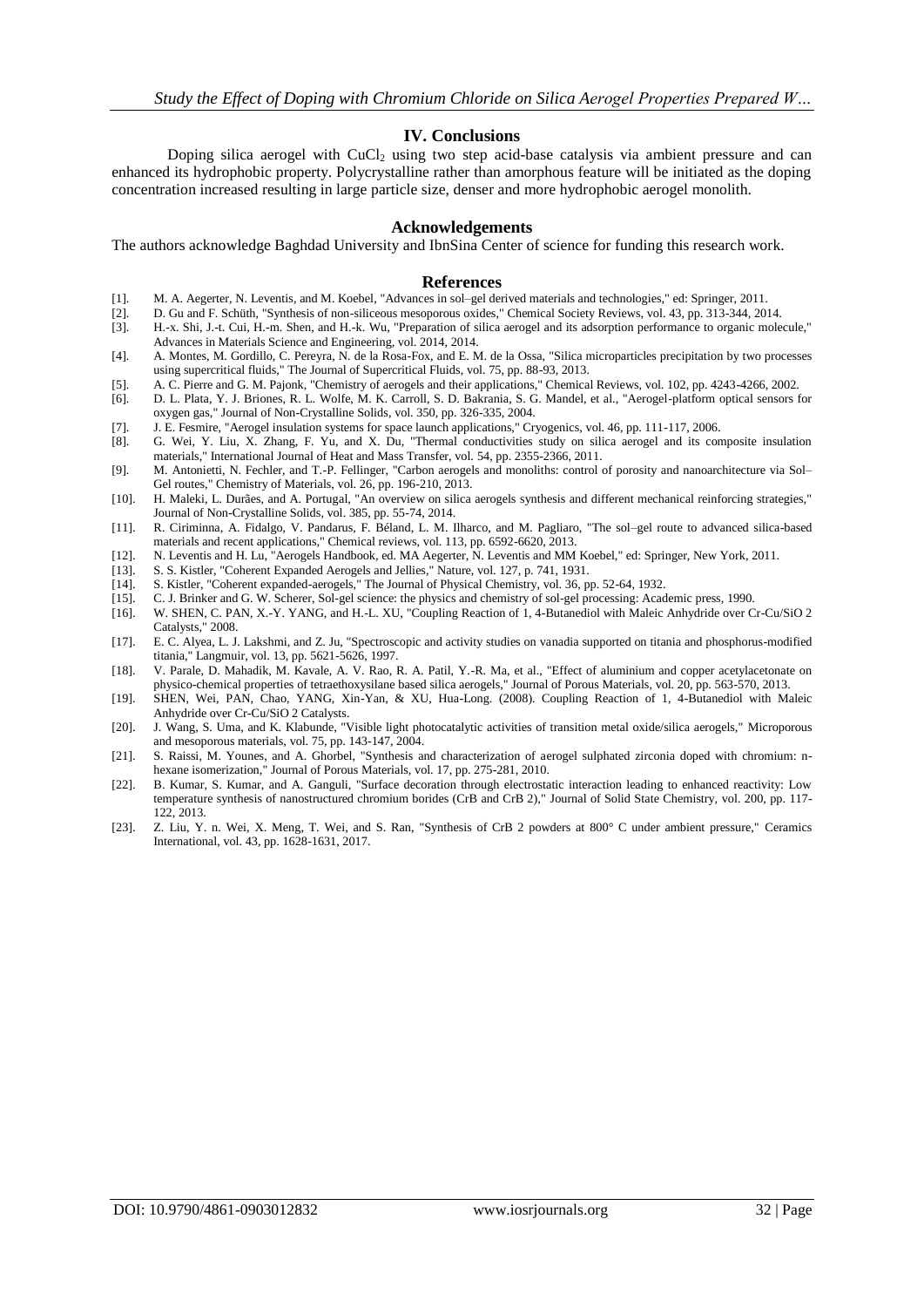## IV. Conclusions

Doping silica aerogel with $CuCl_2$ using two step acid-base catalysis via ambient pressure and can enhanced its hydrophobic property. Polycrystalline rather than amorphous feature will be initiated as the doping concentration increased resulting in large particle size, denser and more hydrophobic aerogel monolith.

## Acknowledgements

The authors acknowledge Baghdad University and IbnSina Center of science for funding this research work.

## References

[1]. M. A. Aegerter, N. Leventis, and M. Koebel, "Advances in sol–gel derived materials and technologies," ed: Springer, 2011.

[2]. D. Gu and F. Schüth, "Synthesis of non-siliceous mesoporous oxides," Chemical Society Reviews, vol. 43, pp. 313-344, 2014.

[3]. H.-x. Shi, J.-t. Cui, H.-m. Shen, and H.-k. Wu, "Preparation of silica aerogel and its adsorption performance to organic molecule," Advances in Materials Science and Engineering, vol. 2014, 2014.

[4]. A. Montes, M. Gordillo, C. Pereyra, N. de la Rosa-Fox, and E. M. de la Ossa, "Silica microparticles precipitation by two processes using supercritical fluids," The Journal of Supercritical Fluids, vol. 75, pp. 88-93, 2013.

[5]. A. C. Pierre and G. M. Pajonk, "Chemistry of aerogels and their applications," Chemical Reviews, vol. 102, pp. 4243-4266, 2002.

[6]. D. L. Plata, Y. J. Briones, R. L. Wolfe, M. K. Carroll, S. D. Bakrania, S. G. Mandel, et al., "Aerogel-platform optical sensors for oxygen gas," Journal of Non-Crystalline Solids, vol. 350, pp. 326-335, 2004.

[7]. J. E. Fesmire, "Aerogel insulation systems for space launch applications," Cryogenics, vol. 46, pp. 111-117, 2006.

[8]. G. Wei, Y. Liu, X. Zhang, F. Yu, and X. Du, "Thermal conductivities study on silica aerogel and its composite insulation materials," International Journal of Heat and Mass Transfer, vol. 54, pp. 2355-2366, 2011.

[9]. M. Antonietti, N. Fechler, and T.-P. Fellinger, "Carbon aerogels and monoliths: control of porosity and nanoarchitecture via Sol–Gel routes," Chemistry of Materials, vol. 26, pp. 196-210, 2013.

[10]. H. Maleki, L. Durães, and A. Portugal, "An overview on silica aerogels synthesis and different mechanical reinforcing strategies," Journal of Non-Crystalline Solids, vol. 385, pp. 55-74, 2014.

[11]. R. Ciriminna, A. Fidalgo, V. Pandarus, F. Béland, L. M. Ilharco, and M. Pagliaro, "The sol–gel route to advanced silica-based materials and recent applications," Chemical reviews, vol. 113, pp. 6592-6620, 2013.

[12]. N. Leventis and H. Lu, "Aerogels Handbook, ed. MA Aegerter, N. Leventis and MM Koebel," ed: Springer, New York, 2011.

[13]. S. S. Kistler, "Coherent Expanded Aerogels and Jellies," Nature, vol. 127, p. 741, 1931.

[14]. S. Kistler, "Coherent expanded-aerogels," The Journal of Physical Chemistry, vol. 36, pp. 52-64, 1932.

[15]. C. J. Brinker and G. W. Scherer, Sol-gel science: the physics and chemistry of sol-gel processing: Academic press, 1990.

[16]. W. SHEN, C. PAN, X.-Y. YANG, and H.-L. XU, "Coupling Reaction of 1, 4-Butanediol with Maleic Anhydride over Cr-Cu/SiO 2 Catalysts," 2008.

[17]. E. C. Alyea, L. J. Lakshmi, and Z. Ju, "Spectroscopic and activity studies on vanadia supported on titania and phosphorus-modified titania," Langmuir, vol. 13, pp. 5621-5626, 1997.

[18]. V. Parale, D. Mahadik, M. Kavale, A. V. Rao, R. A. Patil, Y.-R. Ma, et al., "Effect of aluminium and copper acetylacetonate on physico-chemical properties of tetraethoxysilane based silica aerogels," Journal of Porous Materials, vol. 20, pp. 563-570, 2013.

[19]. SHEN, Wei, PAN, Chao, YANG, Xin-Yan, & XU, Hua-Long. (2008). Coupling Reaction of 1, 4-Butanediol with Maleic Anhydride over Cr-Cu/SiO 2 Catalysts.

[20]. J. Wang, S. Uma, and K. Klabunde, "Visible light photocatalytic activities of transition metal oxide/silica aerogels," Microporous and mesoporous materials, vol. 75, pp. 143-147, 2004.

[21]. S. Raissi, M. Younes, and A. Ghorbel, "Synthesis and characterization of aerogel sulphated zirconia doped with chromium: n-hexane isomerization," Journal of Porous Materials, vol. 17, pp. 275-281, 2010.

[22]. B. Kumar, S. Kumar, and A. Ganguli, "Surface decoration through electrostatic interaction leading to enhanced reactivity: Low temperature synthesis of nanostructured chromium borides (CrB and CrB 2)," Journal of Solid State Chemistry, vol. 200, pp. 117-122, 2013.

[23]. Z. Liu, Y. n. Wei, X. Meng, T. Wei, and S. Ran, "Synthesis of CrB 2 powders at 800° C under ambient pressure," Ceramics International, vol. 43, pp. 1628-1631, 2017.